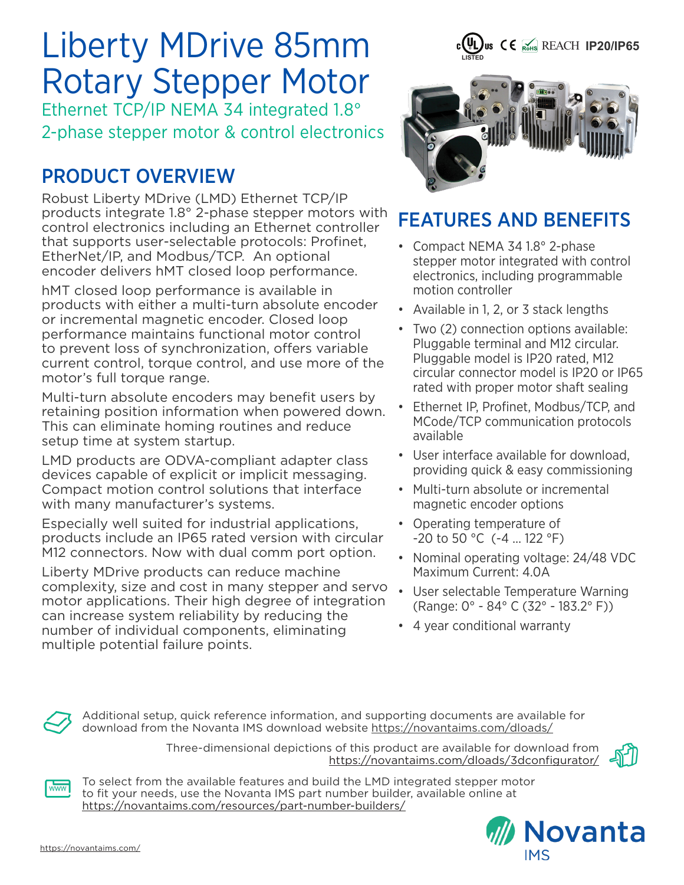# Liberty MDrive 85mm Rotary Stepper Motor

Ethernet TCP/IP NEMA 34 integrated 1.8° 2-phase stepper motor & control electronics

cULus LISTED CE RoHS REACH IP20/IP65

## PRODUCT OVERVIEW

Robust Liberty MDrive (LMD) Ethernet TCP/IP products integrate 1.8° 2-phase stepper motors with control electronics including an Ethernet controller that supports user-selectable protocols: Profinet, EtherNet/IP, and Modbus/TCP. An optional encoder delivers hMT closed loop performance.

hMT closed loop performance is available in products with either a multi-turn absolute encoder or incremental magnetic encoder. Closed loop performance maintains functional motor control to prevent loss of synchronization, offers variable current control, torque control, and use more of the motor's full torque range.

Multi-turn absolute encoders may benefit users by retaining position information when powered down. This can eliminate homing routines and reduce setup time at system startup.

LMD products are ODVA-compliant adapter class devices capable of explicit or implicit messaging. Compact motion control solutions that interface with many manufacturer's systems.

Especially well suited for industrial applications, products include an IP65 rated version with circular M12 connectors. Now with dual comm port option.

Liberty MDrive products can reduce machine complexity, size and cost in many stepper and servo motor applications. Their high degree of integration can increase system reliability by reducing the number of individual components, eliminating multiple potential failure points.

## FEATURES AND BENEFITS

- Compact NEMA 34 1.8° 2-phase stepper motor integrated with control electronics, including programmable motion controller
- Available in 1, 2, or 3 stack lengths
- Two (2) connection options available: Pluggable terminal and M12 circular. Pluggable model is IP20 rated, M12 circular connector model is IP20 or IP65 rated with proper motor shaft sealing
- Ethernet IP, Profinet, Modbus/TCP, and MCode/TCP communication protocols available
- User interface available for download, providing quick & easy commissioning
- Multi-turn absolute or incremental magnetic encoder options
- Operating temperature of -20 to 50 °C (-4 ... 122 °F)
- Nominal operating voltage: 24/48 VDC Maximum Current: 4.0A
- User selectable Temperature Warning (Range: 0° - 84° C (32° - 183.2° F))
- 4 year conditional warranty

Additional setup, quick reference information, and supporting documents are available for download from the Novanta IMS download website https://novantaims.com/dloads/

Three-dimensional depictions of this product are available for download from https://novantaims.com/dloads/3dconfigurator/

To select from the available features and build the LMD integrated stepper motor to fit your needs, use the Novanta IMS part number builder, available online at https://novantaims.com/resources/part-number-builders/

https://novantaims.com/

Novanta IMS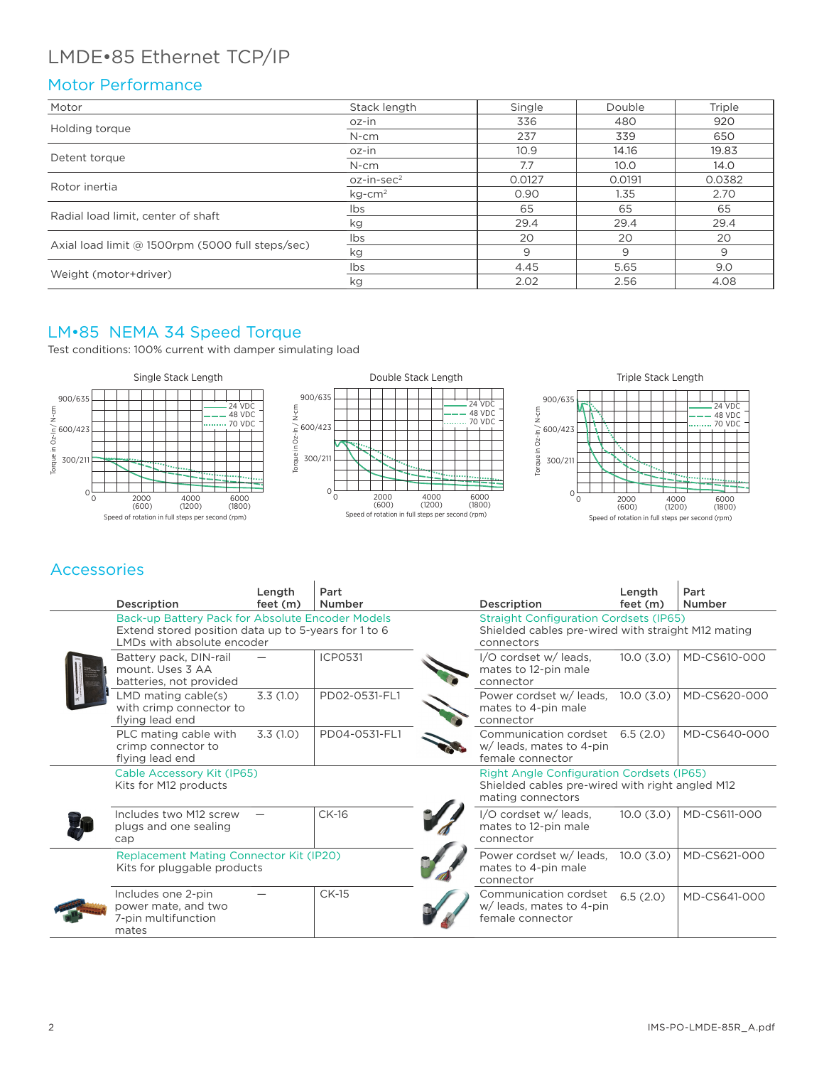# LMDE•85 Ethernet TCP/IP

## Motor Performance

| Motor | Stack length | Single | Double | Triple |
|---|---|---|---|---|
| Holding torque | oz-in | 336 | 480 | 920 |
| | N-cm | 237 | 339 | 650 |
| Detent torque | oz-in | 10.9 | 14.16 | 19.83 |
| | N-cm | 7.7 | 10.0 | 14.0 |
| Rotor inertia | oz-in-sec$^2$ | 0.0127 | 0.0191 | 0.0382 |
| | kg-cm$^2$ | 0.90 | 1.35 | 2.70 |
| Radial load limit, center of shaft | lbs | 65 | 65 | 65 |
| | kg | 29.4 | 29.4 | 29.4 |
| Axial load limit @ 1500rpm (5000 full steps/sec) | lbs | 20 | 20 | 20 |
| | kg | 9 | 9 | 9 |
| Weight (motor+driver) | lbs | 4.45 | 5.65 | 9.0 |
| | kg | 2.02 | 2.56 | 4.08 |

## LM•85 NEMA 34 Speed Torque

Test conditions: 100% current with damper simulating load

Single Stack Length

Torque in Oz-In / N-cm

900/635
600/423
300/211
0

24 VDC
48 VDC
70 VDC

0
2000 (600)
4000 (1200)
6000 (1800)

Speed of rotation in full steps per second (rpm)

Double Stack Length

Torque in Oz-In / N-cm

900/635
600/423
300/211
0

24 VDC
48 VDC
70 VDC

0
2000 (600)
4000 (1200)
6000 (1800)

Speed of rotation in full steps per second (rpm)

Triple Stack Length

Torque in Oz-In / N-cm

900/635
600/423
300/211
0

24 VDC
48 VDC
70 VDC

0
2000 (600)
4000 (1200)
6000 (1800)

Speed of rotation in full steps per second (rpm)

## Accessories

| Description | Length feet (m) | Part Number |
|---|---|---|
| **Back-up Battery Pack for Absolute Encoder Models** — Extend stored position data up to 5-years for 1 to 6 LMDs with absolute encoder | | |
| Battery pack, DIN-rail mount. Uses 3 AA batteries, not provided | — | ICP0531 |
| LMD mating cable(s) with crimp connector to flying lead end | 3.3 (1.0) | PD02-0531-FL1 |
| PLC mating cable with crimp connector to flying lead end | 3.3 (1.0) | PD04-0531-FL1 |
| **Cable Accessory Kit (IP65)** — Kits for M12 products | | |
| Includes two M12 screw plugs and one sealing cap | — | CK-16 |
| **Replacement Mating Connector Kit (IP20)** — Kits for pluggable products | | |
| Includes one 2-pin power mate, and two 7-pin multifunction mates | — | CK-15 |

| Description | Length feet (m) | Part Number |
|---|---|---|
| **Straight Configuration Cordsets (IP65)** — Shielded cables pre-wired with straight M12 mating connectors | | |
| I/O cordset w/ leads, mates to 12-pin male connector | 10.0 (3.0) | MD-CS610-000 |
| Power cordset w/ leads, mates to 4-pin male connector | 10.0 (3.0) | MD-CS620-000 |
| Communication cordset w/ leads, mates to 4-pin female connector | 6.5 (2.0) | MD-CS640-000 |
| **Right Angle Configuration Cordsets (IP65)** — Shielded cables pre-wired with right angled M12 mating connectors | | |
| I/O cordset w/ leads, mates to 12-pin male connector | 10.0 (3.0) | MD-CS611-000 |
| Power cordset w/ leads, mates to 4-pin male connector | 10.0 (3.0) | MD-CS621-000 |
| Communication cordset w/ leads, mates to 4-pin female connector | 6.5 (2.0) | MD-CS641-000 |